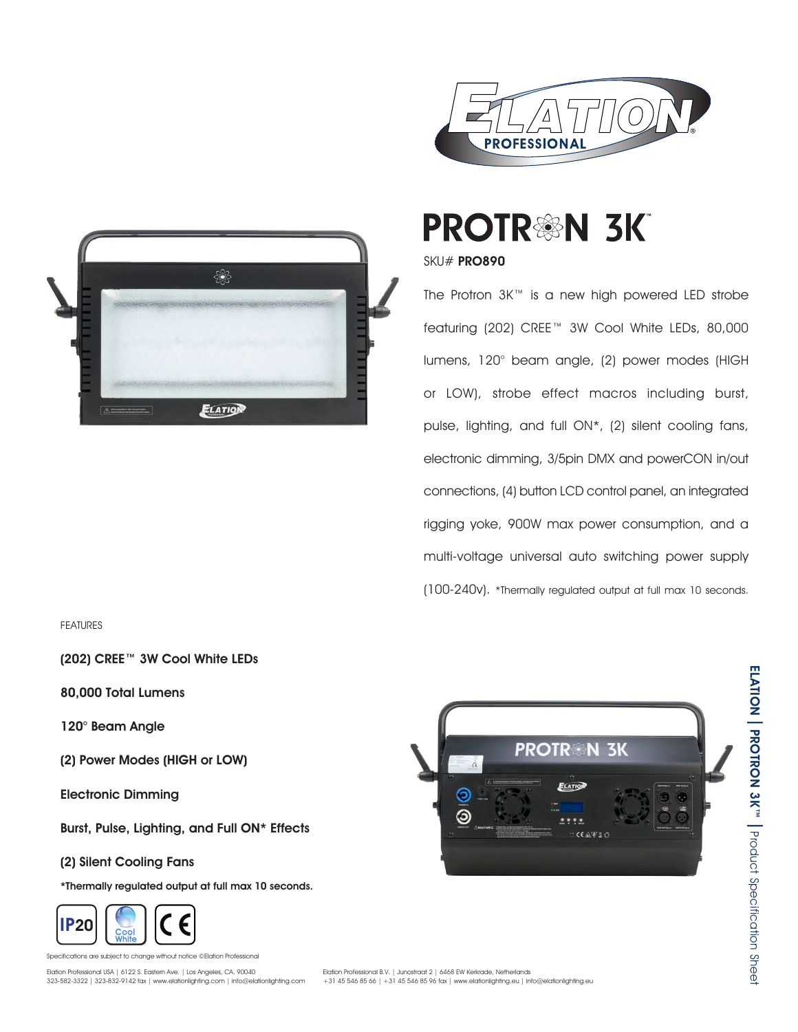# PROTRON 3K™

SKU# **PRO890**

The Protron 3K™ is a new high powered LED strobe featuring (202) CREE™ 3W Cool White LEDs, 80,000 lumens, 120° beam angle, (2) power modes (HIGH or LOW), strobe effect macros including burst, pulse, lighting, and full ON*, (2) silent cooling fans, electronic dimming, 3/5pin DMX and powerCON in/out connections, (4) button LCD control panel, an integrated rigging yoke, 900W max power consumption, and a multi-voltage universal auto switching power supply (100-240v). *Thermally regulated output at full max 10 seconds.

FEATURES

**(202) CREE™ 3W Cool White LEDs**

**80,000 Total Lumens**

**120° Beam Angle**

**(2) Power Modes (HIGH or LOW)**

**Electronic Dimming**

**Burst, Pulse, Lighting, and Full ON* Effects**

**(2) Silent Cooling Fans**

**\*Thermally regulated output at full max 10 seconds.**

IP20 | Cool White | CE

Specifications are subject to change without notice ©Elation Professional

Elation Professional USA | 6122 S. Eastern Ave. | Los Angeles, CA. 90040
323-582-3322 | 323-832-9142 fax | www.elationlighting.com | info@elationlighting.com

Elation Professional B.V. | Junostraat 2 | 6468 EW Kerkrade, Netherlands
+31 45 546 85 66 | +31 45 546 85 96 fax | www.elationlighting.eu | info@elationlighting.eu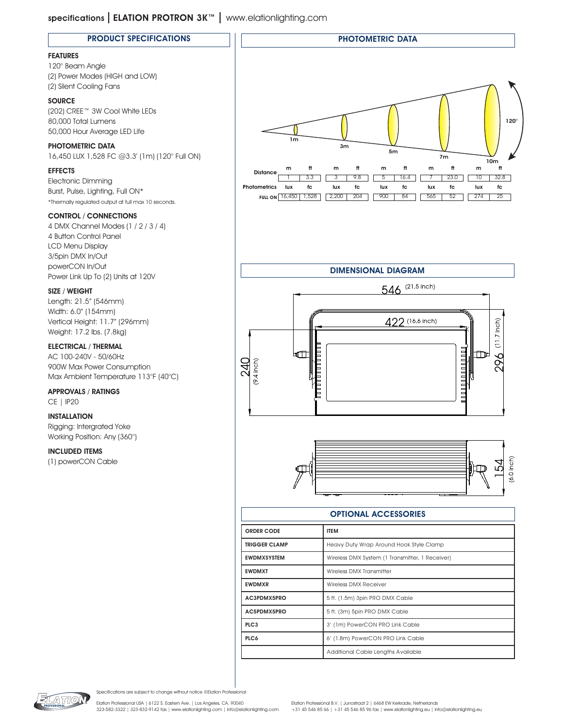# specifications | ELATION PROTRON 3K™ | www.elationlighting.com

## PRODUCT SPECIFICATIONS

### FEATURES
120° Beam Angle
(2) Power Modes (HIGH and LOW)
(2) Silent Cooling Fans

### SOURCE
(202) CREE™ 3W Cool White LEDs
80,000 Total Lumens
50,000 Hour Average LED Life

### PHOTOMETRIC DATA
16,450 LUX 1,528 FC @3.3' (1m) (120° Full ON)

### EFFECTS
Electronic Dimming
Burst, Pulse, Lighting, Full ON*
*Thermally regulated output at full max 10 seconds.

### CONTROL / CONNECTIONS
4 DMX Channel Modes (1 / 2 / 3 / 4)
4 Button Control Panel
LCD Menu Display
3/5pin DMX In/Out
powerCON In/Out
Power Link Up To (2) Units at 120V

### SIZE / WEIGHT
Length: 21.5" (546mm)
Width: 6.0" (154mm)
Vertical Height: 11.7" (296mm)
Weight: 17.2 lbs. (7.8kg)

### ELECTRICAL / THERMAL
AC 100-240V - 50/60Hz
900W Max Power Consumption
Max Ambient Temperature 113°F (40°C)

### APPROVALS / RATINGS
CE | IP20

### INSTALLATION
Rigging: Intergrated Yoke
Working Position: Any (360°)

### INCLUDED ITEMS
(1) powerCON Cable

## PHOTOMETRIC DATA

1m
3m
5m
7m
10m
120°

| | | | | | | | | | | |
|---|---|---|---|---|---|---|---|---|---|---|
| **Distance** | **m** | **ft** | **m** | **ft** | **m** | **ft** | **m** | **ft** | **m** | **ft** |
| | 1 | 3.3 | 3 | 9.8 | 5 | 16.4 | 7 | 23.0 | 10 | 32.8 |
| **Photometrics** | **lux** | **fc** | **lux** | **fc** | **lux** | **fc** | **lux** | **fc** | **lux** | **fc** |
| **FULL ON** | 16,450 | 1,528 | 2,200 | 204 | 900 | 84 | 565 | 52 | 274 | 25 |

## DIMENSIONAL DIAGRAM

546 (21.5 inch)
422 (16.6 inch)
240 (9.4 inch)
296 (11.7 inch)
154 (6.0 inch)

## OPTIONAL ACCESSORIES

| ORDER CODE | ITEM |
|---|---|
| TRIGGER CLAMP | Heavy Duty Wrap Around Hook Style Clamp |
| EWDMXSYSTEM | Wireless DMX System (1 Transmitter, 1 Receiver) |
| EWDMXT | Wireless DMX Transmitter |
| EWDMXR | Wireless DMX Receiver |
| AC3PDMX5PRO | 5 ft. (1.5m) 3pin PRO DMX Cable |
| AC5PDMX5PRO | 5 ft. (3m) 5pin PRO DMX Cable |
| PLC3 | 3' (1m) PowerCON PRO Link Cable |
| PLC6 | 6' (1.8m) PowerCON PRO Link Cable |
| | Additional Cable Lengths Available |

Specifications are subject to change without notice ©Elation Professional

Elation Professional USA | 6122 S. Eastern Ave. | Los Angeles, CA. 90040
323-582-3322 | 323-832-9142 fax | www.elationlighting.com | info@elationlighting.com

Elation Professional B.V. | Junostraat 2 | 6468 EW Kerkrade, Netherlands
+31 45 546 85 66 | +31 45 546 85 96 fax | www.elationlighting.eu | info@elationlighting.eu